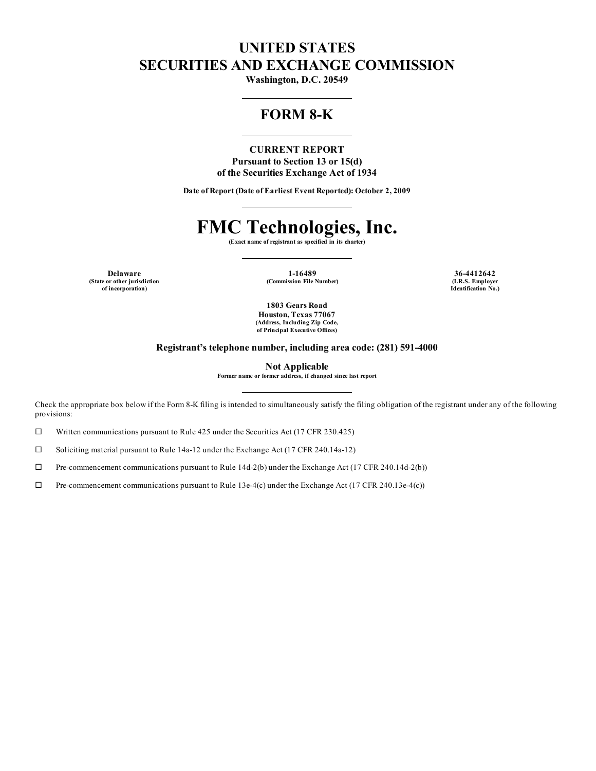# UNITED STATES
# SECURITIES AND EXCHANGE COMMISSION

**Washington, D.C. 20549**

---

## FORM 8-K

---

**CURRENT REPORT**
**Pursuant to Section 13 or 15(d)**
**of the Securities Exchange Act of 1934**

**Date of Report (Date of Earliest Event Reported): October 2, 2009**

---

# FMC Technologies, Inc.

**(Exact name of registrant as specified in its charter)**

---

| | | |
|---|---|---|
| **Delaware** | **1-16489** | **36-4412642** |
| **(State or other jurisdiction of incorporation)** | **(Commission File Number)** | **(I.R.S. Employer Identification No.)** |

**1803 Gears Road**
**Houston, Texas 77067**
**(Address, Including Zip Code, of Principal Executive Offices)**

**Registrant's telephone number, including area code: (281) 591-4000**

**Not Applicable**
**Former name or former address, if changed since last report**

---

Check the appropriate box below if the Form 8-K filing is intended to simultaneously satisfy the filing obligation of the registrant under any of the following provisions:

☐ Written communications pursuant to Rule 425 under the Securities Act (17 CFR 230.425)

☐ Soliciting material pursuant to Rule 14a-12 under the Exchange Act (17 CFR 240.14a-12)

☐ Pre-commencement communications pursuant to Rule 14d-2(b) under the Exchange Act (17 CFR 240.14d-2(b))

☐ Pre-commencement communications pursuant to Rule 13e-4(c) under the Exchange Act (17 CFR 240.13e-4(c))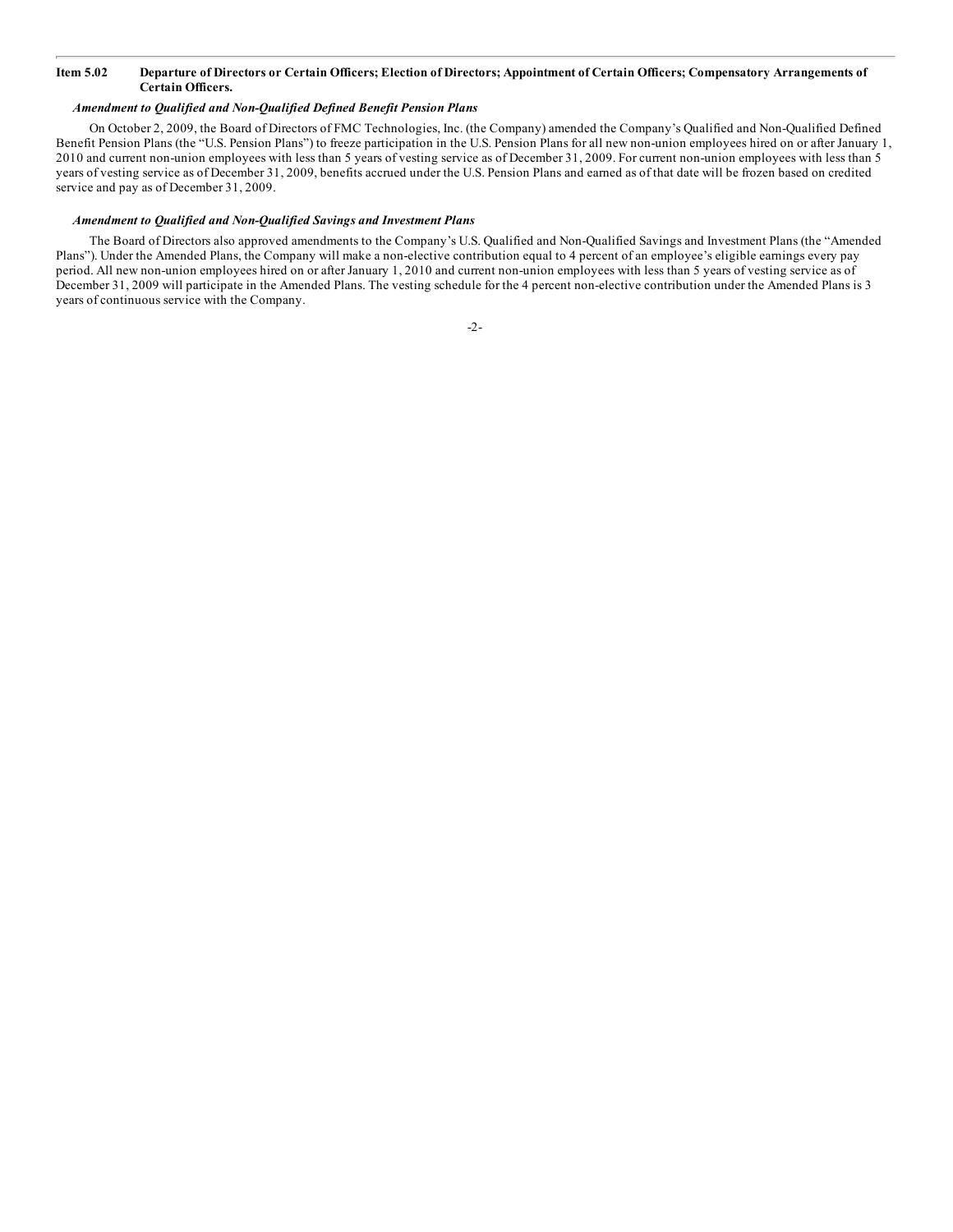### Item 5.02 Departure of Directors or Certain Officers; Election of Directors; Appointment of Certain Officers; Compensatory Arrangements of Certain Officers.

***Amendment to Qualified and Non-Qualified Defined Benefit Pension Plans***

On October 2, 2009, the Board of Directors of FMC Technologies, Inc. (the Company) amended the Company's Qualified and Non-Qualified Defined Benefit Pension Plans (the "U.S. Pension Plans") to freeze participation in the U.S. Pension Plans for all new non-union employees hired on or after January 1, 2010 and current non-union employees with less than 5 years of vesting service as of December 31, 2009. For current non-union employees with less than 5 years of vesting service as of December 31, 2009, benefits accrued under the U.S. Pension Plans and earned as of that date will be frozen based on credited service and pay as of December 31, 2009.

***Amendment to Qualified and Non-Qualified Savings and Investment Plans***

The Board of Directors also approved amendments to the Company's U.S. Qualified and Non-Qualified Savings and Investment Plans (the "Amended Plans"). Under the Amended Plans, the Company will make a non-elective contribution equal to 4 percent of an employee's eligible earnings every pay period. All new non-union employees hired on or after January 1, 2010 and current non-union employees with less than 5 years of vesting service as of December 31, 2009 will participate in the Amended Plans. The vesting schedule for the 4 percent non-elective contribution under the Amended Plans is 3 years of continuous service with the Company.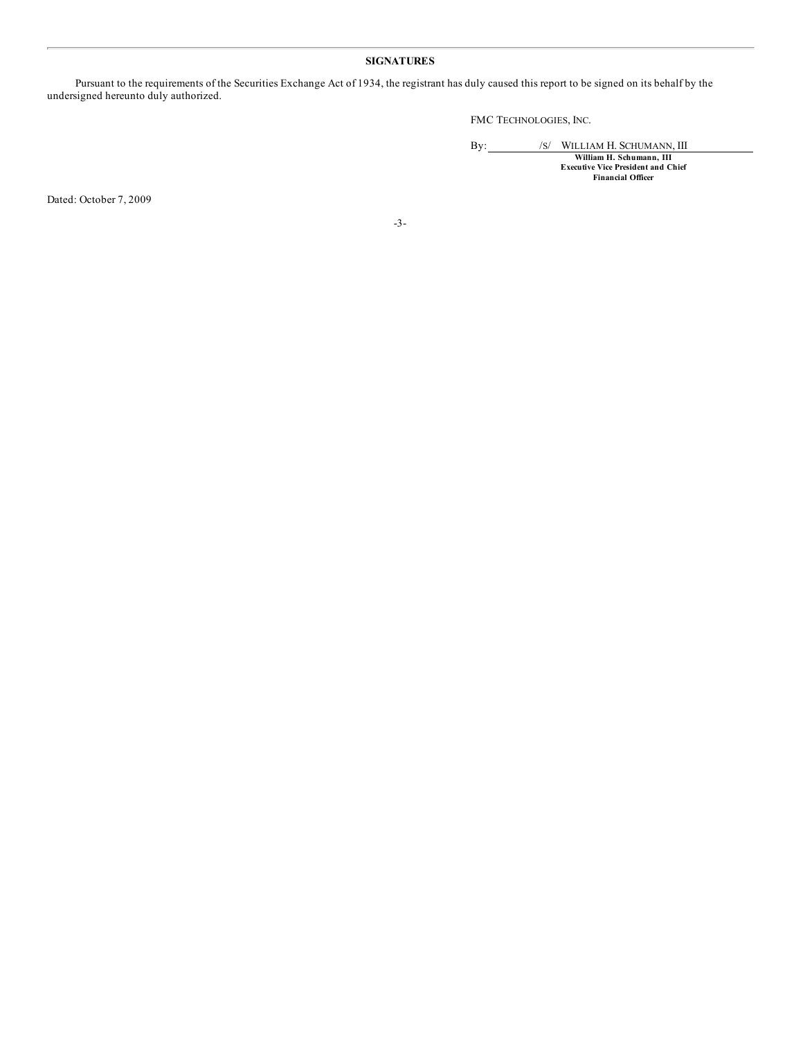**SIGNATURES**

Pursuant to the requirements of the Securities Exchange Act of 1934, the registrant has duly caused this report to be signed on its behalf by the undersigned hereunto duly authorized.

FMC TECHNOLOGIES, INC.

By: /S/ WILLIAM H. SCHUMANN, III

**William H. Schumann, III**
**Executive Vice President and Chief Financial Officer**

Dated: October 7, 2009